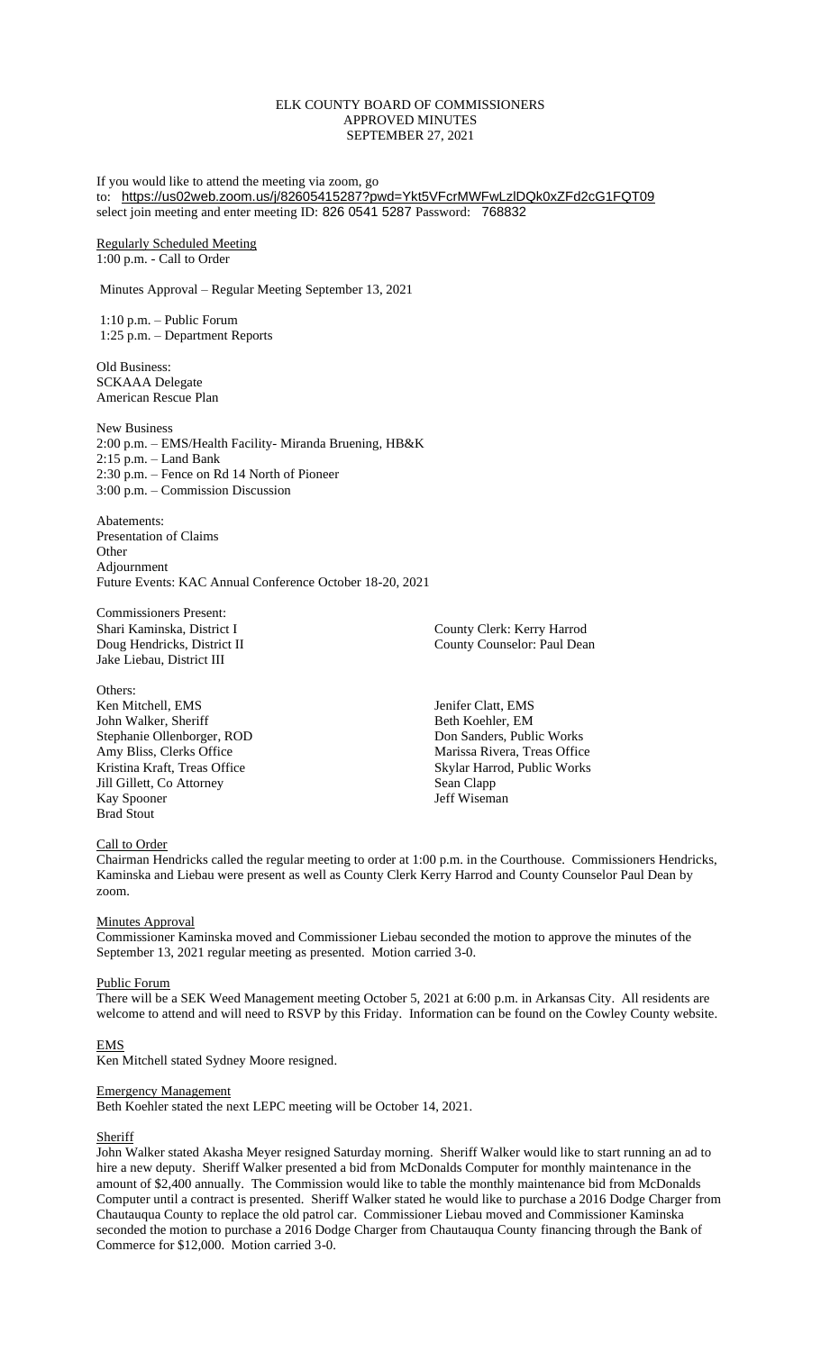ELK COUNTY BOARD OF COMMISSIONERS
APPROVED MINUTES
SEPTEMBER 27, 2021

If you would like to attend the meeting via zoom, go to: https://us02web.zoom.us/j/82605415287?pwd=Ykt5VFcrMWFwLzlDQk0xZFd2cG1FQT09 select join meeting and enter meeting ID: 826 0541 5287 Password: 768832

Regularly Scheduled Meeting
1:00 p.m. - Call to Order

Minutes Approval – Regular Meeting September 13, 2021

1:10 p.m. – Public Forum
1:25 p.m. – Department Reports

Old Business:
SCKAAA Delegate
American Rescue Plan

New Business
2:00 p.m. – EMS/Health Facility- Miranda Bruening, HB&K
2:15 p.m. – Land Bank
2:30 p.m. – Fence on Rd 14 North of Pioneer
3:00 p.m. – Commission Discussion

Abatements:
Presentation of Claims
Other
Adjournment
Future Events: KAC Annual Conference October 18-20, 2021

Commissioners Present:
Shari Kaminska, District I
Doug Hendricks, District II
Jake Liebau, District III

County Clerk: Kerry Harrod
County Counselor: Paul Dean

Others:
Ken Mitchell, EMS
John Walker, Sheriff
Stephanie Ollenborger, ROD
Amy Bliss, Clerks Office
Kristina Kraft, Treas Office
Jill Gillett, Co Attorney
Kay Spooner
Brad Stout
Jenifer Clatt, EMS
Beth Koehler, EM
Don Sanders, Public Works
Marissa Rivera, Treas Office
Skylar Harrod, Public Works
Sean Clapp
Jeff Wiseman

Call to Order
Chairman Hendricks called the regular meeting to order at 1:00 p.m. in the Courthouse. Commissioners Hendricks, Kaminska and Liebau were present as well as County Clerk Kerry Harrod and County Counselor Paul Dean by zoom.

Minutes Approval
Commissioner Kaminska moved and Commissioner Liebau seconded the motion to approve the minutes of the September 13, 2021 regular meeting as presented. Motion carried 3-0.

Public Forum
There will be a SEK Weed Management meeting October 5, 2021 at 6:00 p.m. in Arkansas City. All residents are welcome to attend and will need to RSVP by this Friday. Information can be found on the Cowley County website.

EMS
Ken Mitchell stated Sydney Moore resigned.

Emergency Management
Beth Koehler stated the next LEPC meeting will be October 14, 2021.

Sheriff
John Walker stated Akasha Meyer resigned Saturday morning. Sheriff Walker would like to start running an ad to hire a new deputy. Sheriff Walker presented a bid from McDonalds Computer for monthly maintenance in the amount of $2,400 annually. The Commission would like to table the monthly maintenance bid from McDonalds Computer until a contract is presented. Sheriff Walker stated he would like to purchase a 2016 Dodge Charger from Chautauqua County to replace the old patrol car. Commissioner Liebau moved and Commissioner Kaminska seconded the motion to purchase a 2016 Dodge Charger from Chautauqua County financing through the Bank of Commerce for $12,000. Motion carried 3-0.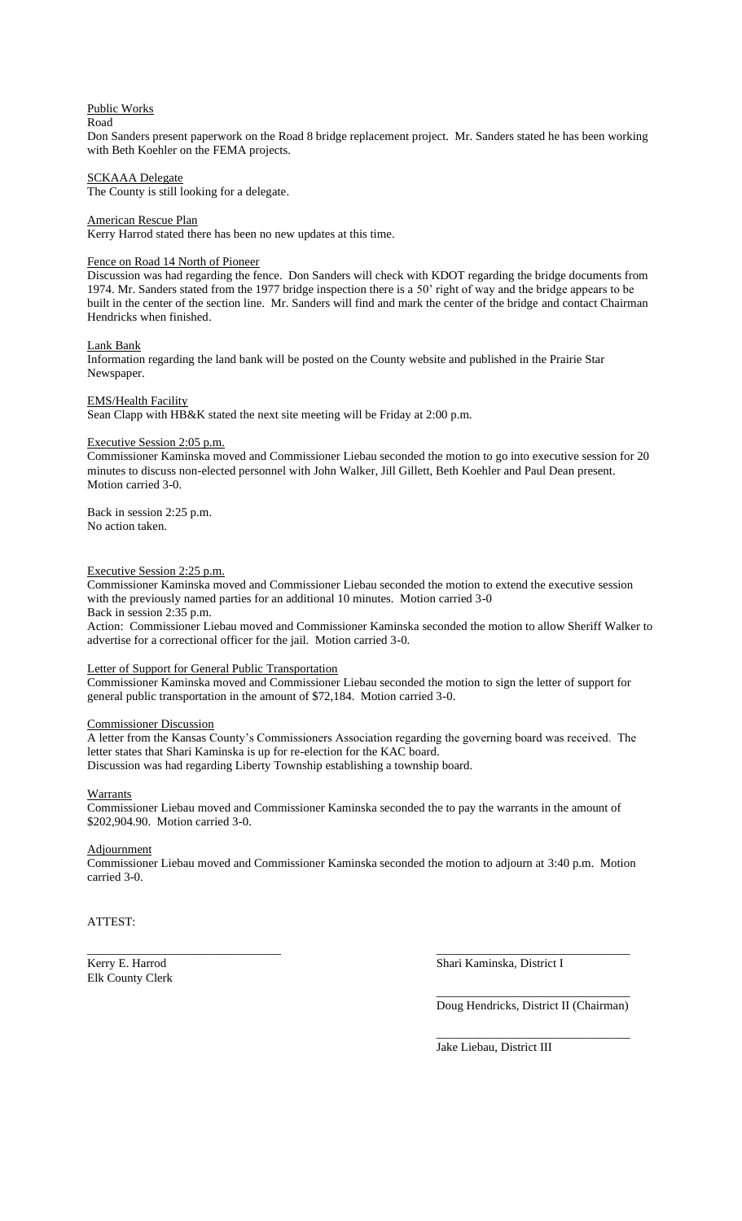Public Works

Road

Don Sanders present paperwork on the Road 8 bridge replacement project. Mr. Sanders stated he has been working with Beth Koehler on the FEMA projects.

SCKAAA Delegate

The County is still looking for a delegate.

American Rescue Plan

Kerry Harrod stated there has been no new updates at this time.

Fence on Road 14 North of Pioneer

Discussion was had regarding the fence. Don Sanders will check with KDOT regarding the bridge documents from 1974. Mr. Sanders stated from the 1977 bridge inspection there is a 50' right of way and the bridge appears to be built in the center of the section line. Mr. Sanders will find and mark the center of the bridge and contact Chairman Hendricks when finished.

Lank Bank

Information regarding the land bank will be posted on the County website and published in the Prairie Star Newspaper.

EMS/Health Facility

Sean Clapp with HB&K stated the next site meeting will be Friday at 2:00 p.m.

Executive Session 2:05 p.m.

Commissioner Kaminska moved and Commissioner Liebau seconded the motion to go into executive session for 20 minutes to discuss non-elected personnel with John Walker, Jill Gillett, Beth Koehler and Paul Dean present. Motion carried 3-0.

Back in session 2:25 p.m.
No action taken.

Executive Session 2:25 p.m.

Commissioner Kaminska moved and Commissioner Liebau seconded the motion to extend the executive session with the previously named parties for an additional 10 minutes. Motion carried 3-0
Back in session 2:35 p.m.
Action: Commissioner Liebau moved and Commissioner Kaminska seconded the motion to allow Sheriff Walker to advertise for a correctional officer for the jail. Motion carried 3-0.

Letter of Support for General Public Transportation

Commissioner Kaminska moved and Commissioner Liebau seconded the motion to sign the letter of support for general public transportation in the amount of $72,184. Motion carried 3-0.

Commissioner Discussion

A letter from the Kansas County's Commissioners Association regarding the governing board was received. The letter states that Shari Kaminska is up for re-election for the KAC board.
Discussion was had regarding Liberty Township establishing a township board.

Warrants

Commissioner Liebau moved and Commissioner Kaminska seconded the to pay the warrants in the amount of $202,904.90. Motion carried 3-0.

Adjournment

Commissioner Liebau moved and Commissioner Kaminska seconded the motion to adjourn at 3:40 p.m. Motion carried 3-0.

ATTEST:

_______________________________
Kerry E. Harrod
Elk County Clerk

_______________________________
Shari Kaminska, District I

_______________________________
Doug Hendricks, District II (Chairman)

_______________________________
Jake Liebau, District III